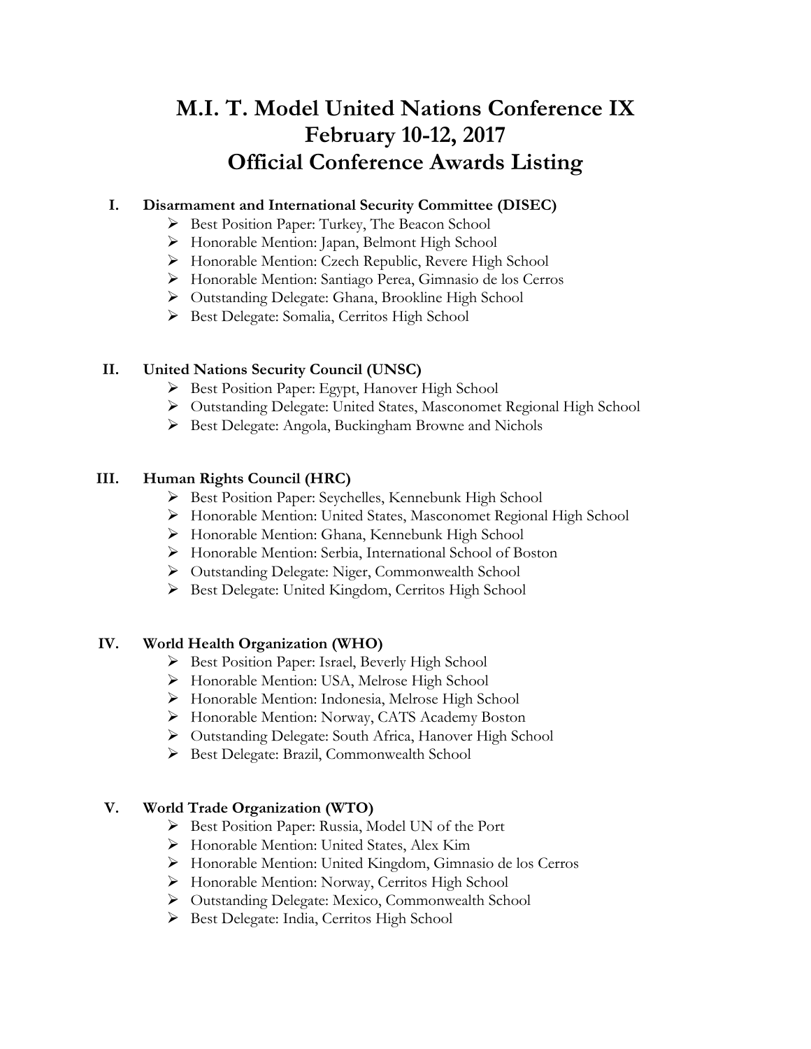# M.I. T. Model United Nations Conference IX
# February 10-12, 2017
# Official Conference Awards Listing

## I. Disarmament and International Security Committee (DISEC)

- Best Position Paper: Turkey, The Beacon School
- Honorable Mention: Japan, Belmont High School
- Honorable Mention: Czech Republic, Revere High School
- Honorable Mention: Santiago Perea, Gimnasio de los Cerros
- Outstanding Delegate: Ghana, Brookline High School
- Best Delegate: Somalia, Cerritos High School

## II. United Nations Security Council (UNSC)

- Best Position Paper: Egypt, Hanover High School
- Outstanding Delegate: United States, Masconomet Regional High School
- Best Delegate: Angola, Buckingham Browne and Nichols

## III. Human Rights Council (HRC)

- Best Position Paper: Seychelles, Kennebunk High School
- Honorable Mention: United States, Masconomet Regional High School
- Honorable Mention: Ghana, Kennebunk High School
- Honorable Mention: Serbia, International School of Boston
- Outstanding Delegate: Niger, Commonwealth School
- Best Delegate: United Kingdom, Cerritos High School

## IV. World Health Organization (WHO)

- Best Position Paper: Israel, Beverly High School
- Honorable Mention: USA, Melrose High School
- Honorable Mention: Indonesia, Melrose High School
- Honorable Mention: Norway, CATS Academy Boston
- Outstanding Delegate: South Africa, Hanover High School
- Best Delegate: Brazil, Commonwealth School

## V. World Trade Organization (WTO)

- Best Position Paper: Russia, Model UN of the Port
- Honorable Mention: United States, Alex Kim
- Honorable Mention: United Kingdom, Gimnasio de los Cerros
- Honorable Mention: Norway, Cerritos High School
- Outstanding Delegate: Mexico, Commonwealth School
- Best Delegate: India, Cerritos High School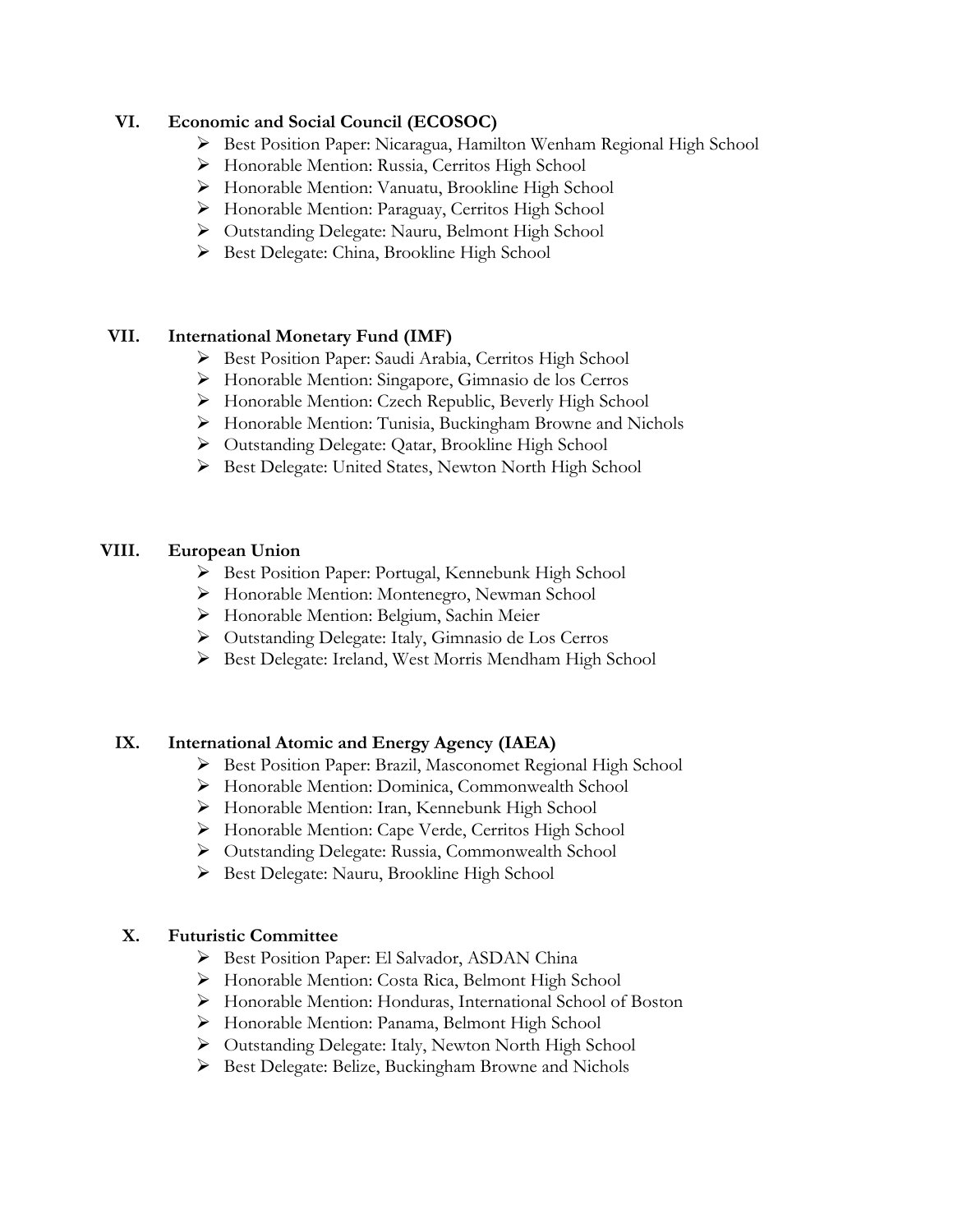## VI. Economic and Social Council (ECOSOC)

- Best Position Paper: Nicaragua, Hamilton Wenham Regional High School
- Honorable Mention: Russia, Cerritos High School
- Honorable Mention: Vanuatu, Brookline High School
- Honorable Mention: Paraguay, Cerritos High School
- Outstanding Delegate: Nauru, Belmont High School
- Best Delegate: China, Brookline High School

## VII. International Monetary Fund (IMF)

- Best Position Paper: Saudi Arabia, Cerritos High School
- Honorable Mention: Singapore, Gimnasio de los Cerros
- Honorable Mention: Czech Republic, Beverly High School
- Honorable Mention: Tunisia, Buckingham Browne and Nichols
- Outstanding Delegate: Qatar, Brookline High School
- Best Delegate: United States, Newton North High School

## VIII. European Union

- Best Position Paper: Portugal, Kennebunk High School
- Honorable Mention: Montenegro, Newman School
- Honorable Mention: Belgium, Sachin Meier
- Outstanding Delegate: Italy, Gimnasio de Los Cerros
- Best Delegate: Ireland, West Morris Mendham High School

## IX. International Atomic and Energy Agency (IAEA)

- Best Position Paper: Brazil, Masconomet Regional High School
- Honorable Mention: Dominica, Commonwealth School
- Honorable Mention: Iran, Kennebunk High School
- Honorable Mention: Cape Verde, Cerritos High School
- Outstanding Delegate: Russia, Commonwealth School
- Best Delegate: Nauru, Brookline High School

## X. Futuristic Committee

- Best Position Paper: El Salvador, ASDAN China
- Honorable Mention: Costa Rica, Belmont High School
- Honorable Mention: Honduras, International School of Boston
- Honorable Mention: Panama, Belmont High School
- Outstanding Delegate: Italy, Newton North High School
- Best Delegate: Belize, Buckingham Browne and Nichols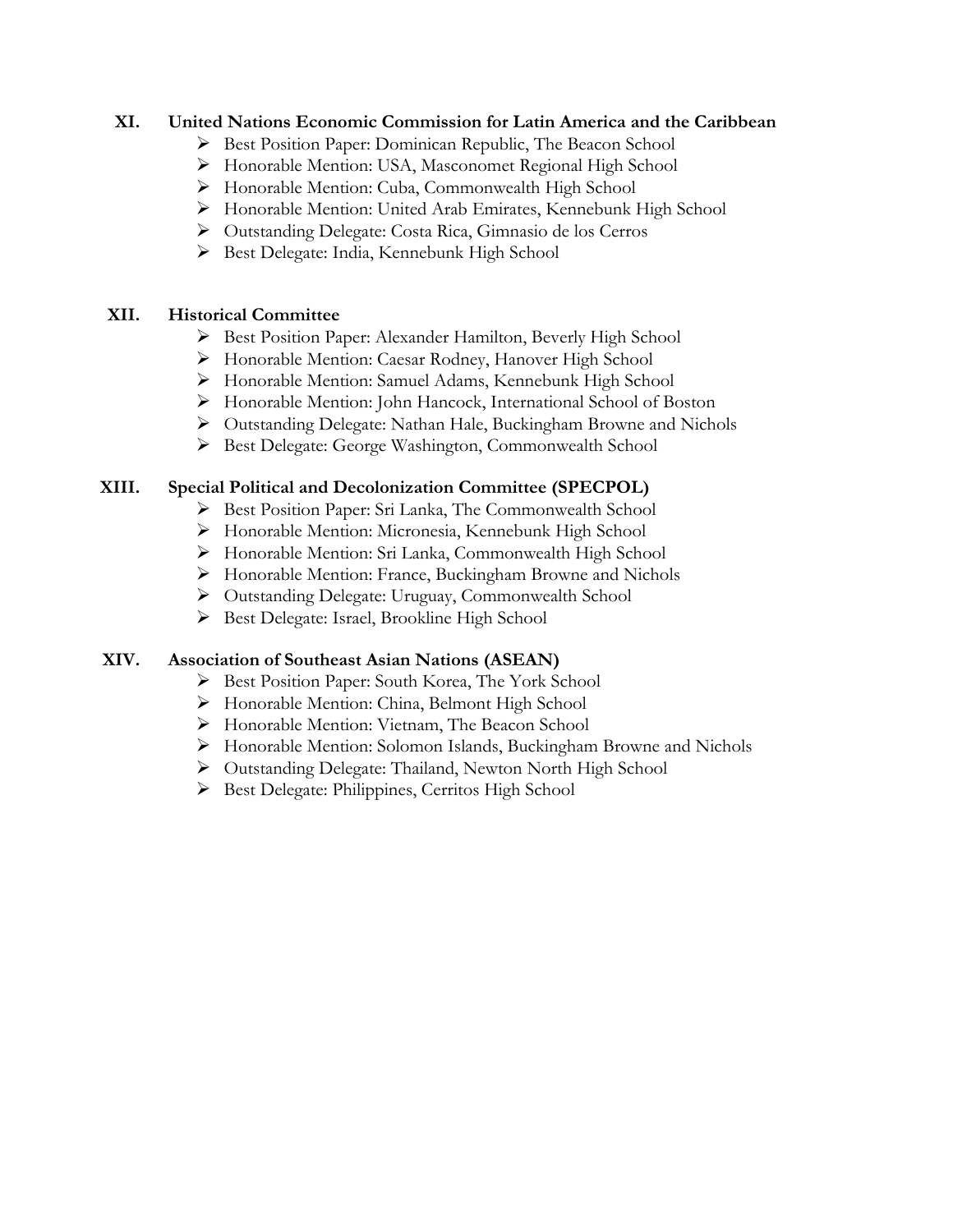## XI. United Nations Economic Commission for Latin America and the Caribbean

- Best Position Paper: Dominican Republic, The Beacon School
- Honorable Mention: USA, Masconomet Regional High School
- Honorable Mention: Cuba, Commonwealth High School
- Honorable Mention: United Arab Emirates, Kennebunk High School
- Outstanding Delegate: Costa Rica, Gimnasio de los Cerros
- Best Delegate: India, Kennebunk High School

## XII. Historical Committee

- Best Position Paper: Alexander Hamilton, Beverly High School
- Honorable Mention: Caesar Rodney, Hanover High School
- Honorable Mention: Samuel Adams, Kennebunk High School
- Honorable Mention: John Hancock, International School of Boston
- Outstanding Delegate: Nathan Hale, Buckingham Browne and Nichols
- Best Delegate: George Washington, Commonwealth School

## XIII. Special Political and Decolonization Committee (SPECPOL)

- Best Position Paper: Sri Lanka, The Commonwealth School
- Honorable Mention: Micronesia, Kennebunk High School
- Honorable Mention: Sri Lanka, Commonwealth High School
- Honorable Mention: France, Buckingham Browne and Nichols
- Outstanding Delegate: Uruguay, Commonwealth School
- Best Delegate: Israel, Brookline High School

## XIV. Association of Southeast Asian Nations (ASEAN)

- Best Position Paper: South Korea, The York School
- Honorable Mention: China, Belmont High School
- Honorable Mention: Vietnam, The Beacon School
- Honorable Mention: Solomon Islands, Buckingham Browne and Nichols
- Outstanding Delegate: Thailand, Newton North High School
- Best Delegate: Philippines, Cerritos High School